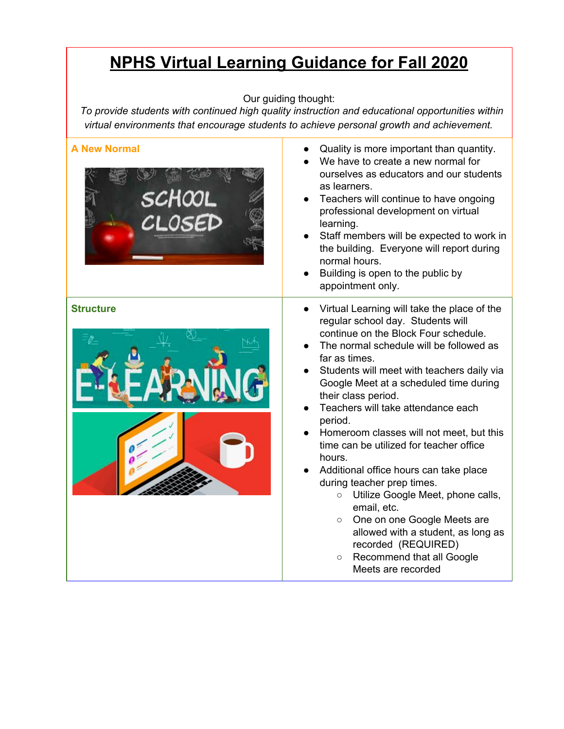# NPHS Virtual Learning Guidance for Fall 2020

Our guiding thought:

*To provide students with continued high quality instruction and educational opportunities within virtual environments that encourage students to achieve personal growth and achievement.*

## A New Normal

- Quality is more important than quantity.
- We have to create a new normal for ourselves as educators and our students as learners.
- Teachers will continue to have ongoing professional development on virtual learning.
- Staff members will be expected to work in the building. Everyone will report during normal hours.
- Building is open to the public by appointment only.

## Structure

- Virtual Learning will take the place of the regular school day. Students will continue on the Block Four schedule.
- The normal schedule will be followed as far as times.
- Students will meet with teachers daily via Google Meet at a scheduled time during their class period.
- Teachers will take attendance each period.
- Homeroom classes will not meet, but this time can be utilized for teacher office hours.
- Additional office hours can take place during teacher prep times.
  - Utilize Google Meet, phone calls, email, etc.
  - One on one Google Meets are allowed with a student, as long as recorded (REQUIRED)
  - Recommend that all Google Meets are recorded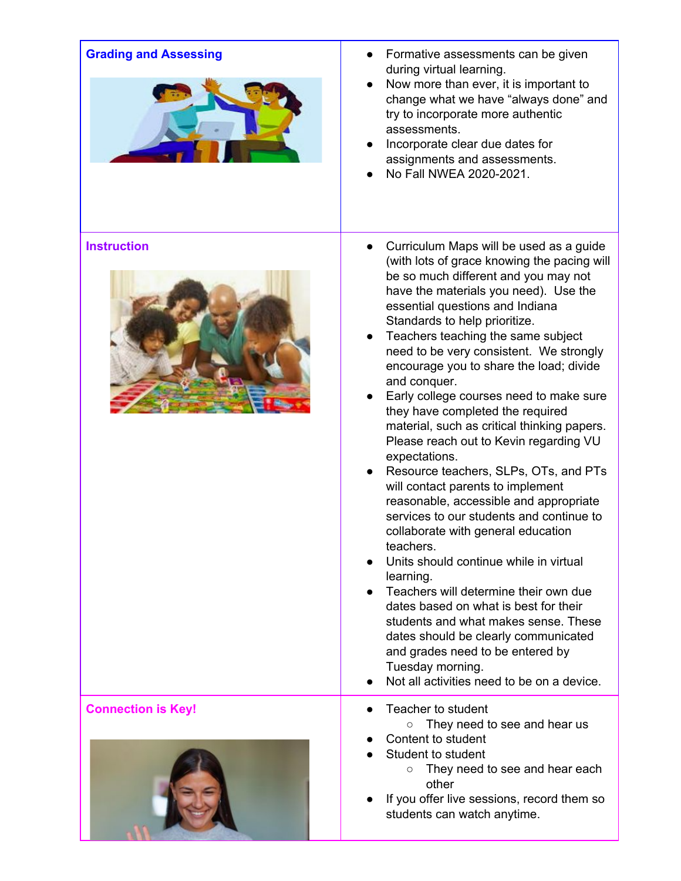| | |
|---|---|
| **Grading and Assessing** | • Formative assessments can be given during virtual learning.<br>• Now more than ever, it is important to change what we have "always done" and try to incorporate more authentic assessments.<br>• Incorporate clear due dates for assignments and assessments.<br>• No Fall NWEA 2020-2021. |
| **Instruction** | • Curriculum Maps will be used as a guide (with lots of grace knowing the pacing will be so much different and you may not have the materials you need). Use the essential questions and Indiana Standards to help prioritize.<br>• Teachers teaching the same subject need to be very consistent. We strongly encourage you to share the load; divide and conquer.<br>• Early college courses need to make sure they have completed the required material, such as critical thinking papers. Please reach out to Kevin regarding VU expectations.<br>• Resource teachers, SLPs, OTs, and PTs will contact parents to implement reasonable, accessible and appropriate services to our students and continue to collaborate with general education teachers.<br>• Units should continue while in virtual learning.<br>• Teachers will determine their own due dates based on what is best for their students and what makes sense. These dates should be clearly communicated and grades need to be entered by Tuesday morning.<br>• Not all activities need to be on a device. |
| **Connection is Key!** | • Teacher to student<br>  ◦ They need to see and hear us<br>• Content to student<br>• Student to student<br>  ◦ They need to see and hear each other<br>• If you offer live sessions, record them so students can watch anytime. |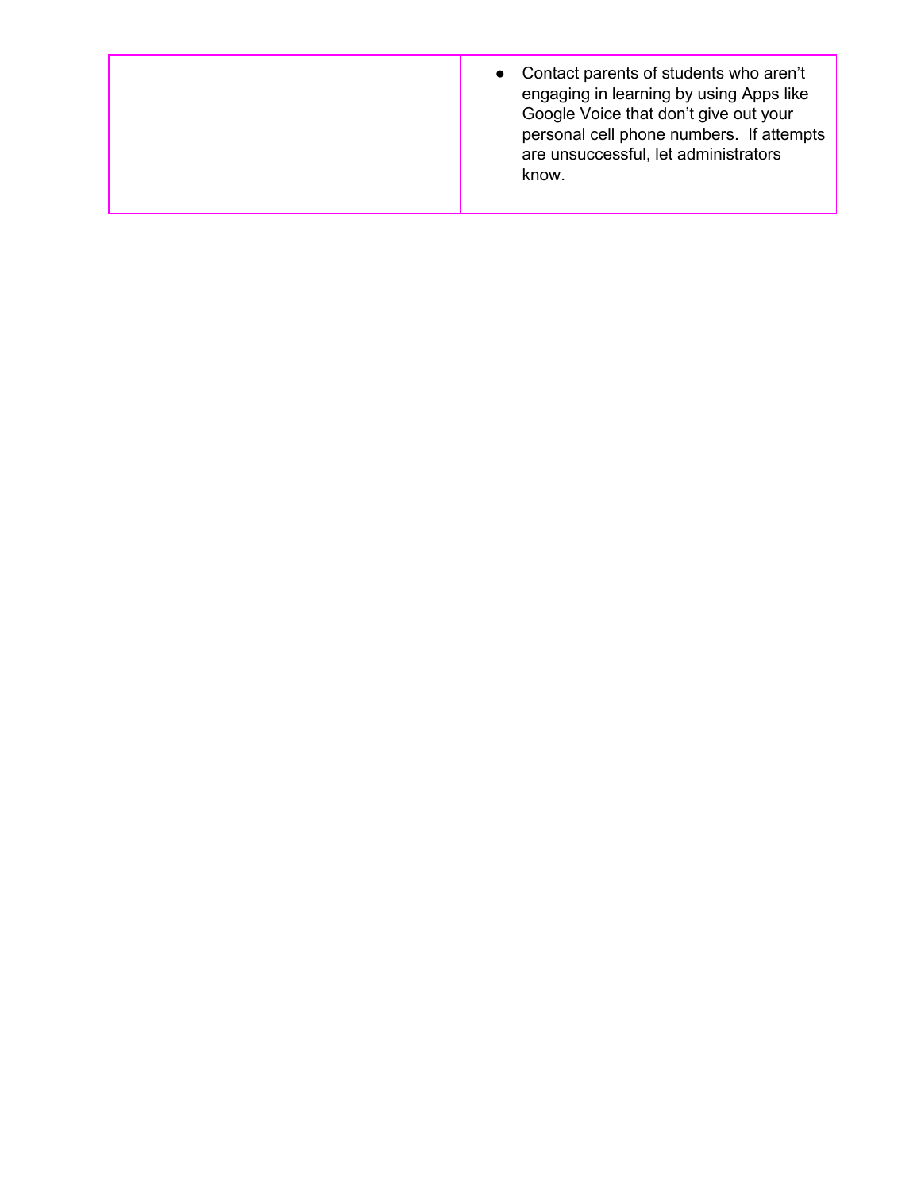| | |
|---|---|
| | • Contact parents of students who aren't engaging in learning by using Apps like Google Voice that don't give out your personal cell phone numbers.  If attempts are unsuccessful, let administrators know. |